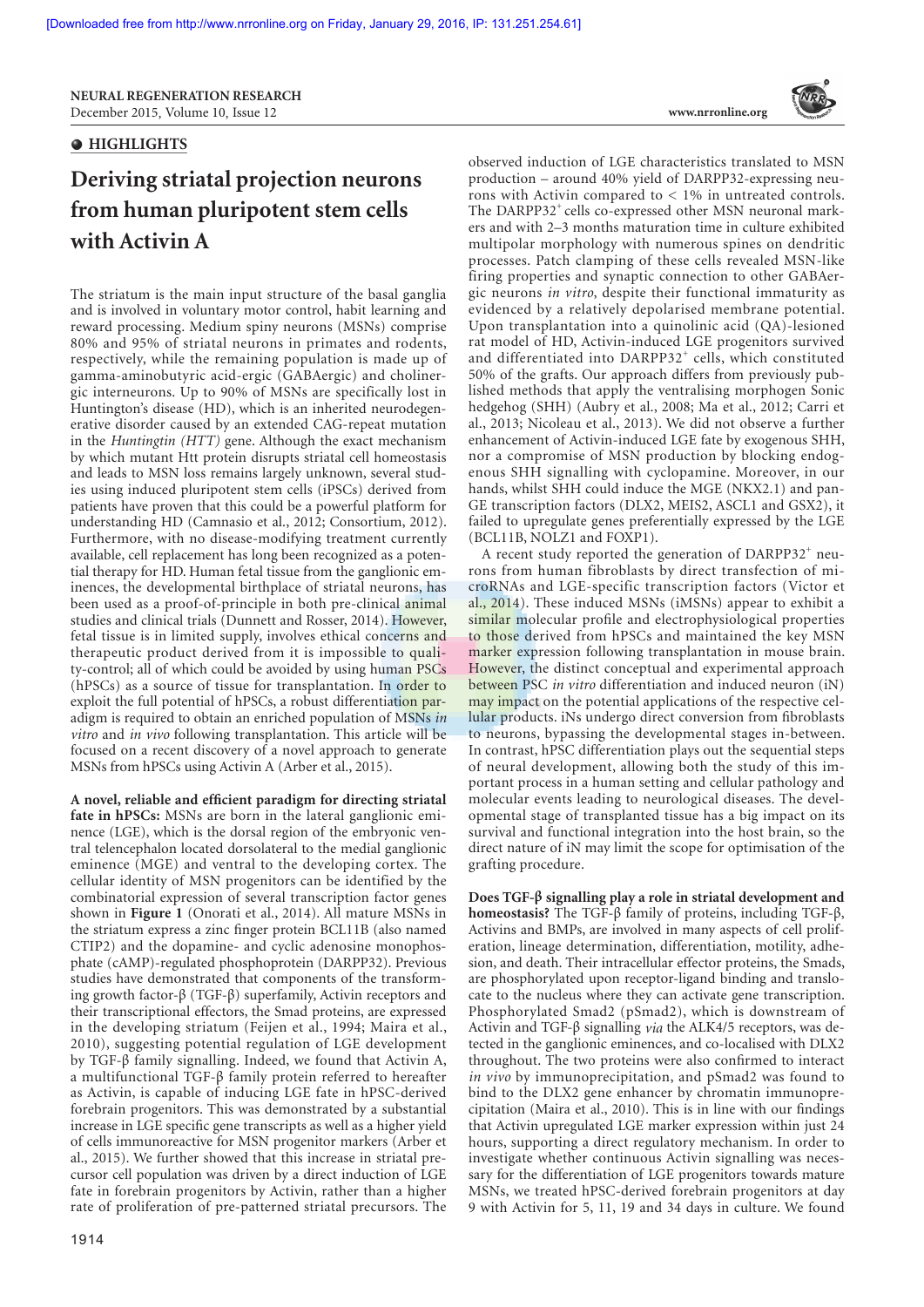**HIGHLIGHTS**

# Deriving striatal projection neurons from human pluripotent stem cells with Activin A

The striatum is the main input structure of the basal ganglia and is involved in voluntary motor control, habit learning and reward processing. Medium spiny neurons (MSNs) comprise 80% and 95% of striatal neurons in primates and rodents, respectively, while the remaining population is made up of gamma-aminobutyric acid-ergic (GABAergic) and cholinergic interneurons. Up to 90% of MSNs are specifically lost in Huntington's disease (HD), which is an inherited neurodegenerative disorder caused by an extended CAG-repeat mutation in the *Huntingtin (HTT)* gene. Although the exact mechanism by which mutant Htt protein disrupts striatal cell homeostasis and leads to MSN loss remains largely unknown, several studies using induced pluripotent stem cells (iPSCs) derived from patients have proven that this could be a powerful platform for understanding HD (Camnasio et al., 2012; Consortium, 2012). Furthermore, with no disease-modifying treatment currently available, cell replacement has long been recognized as a potential therapy for HD. Human fetal tissue from the ganglionic eminences, the developmental birthplace of striatal neurons, has been used as a proof-of-principle in both pre-clinical animal studies and clinical trials (Dunnett and Rosser, 2014). However, fetal tissue is in limited supply, involves ethical concerns and therapeutic product derived from it is impossible to quality-control; all of which could be avoided by using human PSCs (hPSCs) as a source of tissue for transplantation. In order to exploit the full potential of hPSCs, a robust differentiation paradigm is required to obtain an enriched population of MSNs *in vitro* and *in vivo* following transplantation. This article will be focused on a recent discovery of a novel approach to generate MSNs from hPSCs using Activin A (Arber et al., 2015).

**A novel, reliable and efficient paradigm for directing striatal fate in hPSCs:** MSNs are born in the lateral ganglionic eminence (LGE), which is the dorsal region of the embryonic ventral telencephalon located dorsolateral to the medial ganglionic eminence (MGE) and ventral to the developing cortex. The cellular identity of MSN progenitors can be identified by the combinatorial expression of several transcription factor genes shown in **Figure 1** (Onorati et al., 2014). All mature MSNs in the striatum express a zinc finger protein BCL11B (also named CTIP2) and the dopamine- and cyclic adenosine monophosphate (cAMP)-regulated phosphoprotein (DARPP32). Previous studies have demonstrated that components of the transforming growth factor-β (TGF-β) superfamily, Activin receptors and their transcriptional effectors, the Smad proteins, are expressed in the developing striatum (Feijen et al., 1994; Maira et al., 2010), suggesting potential regulation of LGE development by TGF-β family signalling. Indeed, we found that Activin A, a multifunctional TGF-β family protein referred to hereafter as Activin, is capable of inducing LGE fate in hPSC-derived forebrain progenitors. This was demonstrated by a substantial increase in LGE specific gene transcripts as well as a higher yield of cells immunoreactive for MSN progenitor markers (Arber et al., 2015). We further showed that this increase in striatal precursor cell population was driven by a direct induction of LGE fate in forebrain progenitors by Activin, rather than a higher rate of proliferation of pre-patterned striatal precursors. The observed induction of LGE characteristics translated to MSN production – around 40% yield of DARPP32-expressing neurons with Activin compared to < 1% in untreated controls. The DARPP32[+] cells co-expressed other MSN neuronal markers and with 2–3 months maturation time in culture exhibited multipolar morphology with numerous spines on dendritic processes. Patch clamping of these cells revealed MSN-like firing properties and synaptic connection to other GABAergic neurons *in vitro*, despite their functional immaturity as evidenced by a relatively depolarised membrane potential. Upon transplantation into a quinolinic acid (QA)-lesioned rat model of HD, Activin-induced LGE progenitors survived and differentiated into DARPP32[+] cells, which constituted 50% of the grafts. Our approach differs from previously published methods that apply the ventralising morphogen Sonic hedgehog (SHH) (Aubry et al., 2008; Ma et al., 2012; Carri et al., 2013; Nicoleau et al., 2013). We did not observe a further enhancement of Activin-induced LGE fate by exogenous SHH, nor a compromise of MSN production by blocking endogenous SHH signalling with cyclopamine. Moreover, in our hands, whilst SHH could induce the MGE (NKX2.1) and pan-GE transcription factors (DLX2, MEIS2, ASCL1 and GSX2), it failed to upregulate genes preferentially expressed by the LGE (BCL11B, NOLZ1 and FOXP1).

A recent study reported the generation of DARPP32[+] neurons from human fibroblasts by direct transfection of microRNAs and LGE-specific transcription factors (Victor et al., 2014). These induced MSNs (iMSNs) appear to exhibit a similar molecular profile and electrophysiological properties to those derived from hPSCs and maintained the key MSN marker expression following transplantation in mouse brain. However, the distinct conceptual and experimental approach between PSC *in vitro* differentiation and induced neuron (iN) may impact on the potential applications of the respective cellular products. iNs undergo direct conversion from fibroblasts to neurons, bypassing the developmental stages in-between. In contrast, hPSC differentiation plays out the sequential steps of neural development, allowing both the study of this important process in a human setting and cellular pathology and molecular events leading to neurological diseases. The developmental stage of transplanted tissue has a big impact on its survival and functional integration into the host brain, so the direct nature of iN may limit the scope for optimisation of the grafting procedure.

**Does TGF-β signalling play a role in striatal development and homeostasis?** The TGF-β family of proteins, including TGF-β, Activins and BMPs, are involved in many aspects of cell proliferation, lineage determination, differentiation, motility, adhesion, and death. Their intracellular effector proteins, the Smads, are phosphorylated upon receptor-ligand binding and translocate to the nucleus where they can activate gene transcription. Phosphorylated Smad2 (pSmad2), which is downstream of Activin and TGF-β signalling *via* the ALK4/5 receptors, was detected in the ganglionic eminences, and co-localised with DLX2 throughout. The two proteins were also confirmed to interact *in vivo* by immunoprecipitation, and pSmad2 was found to bind to the DLX2 gene enhancer by chromatin immunoprecipitation (Maira et al., 2010). This is in line with our findings that Activin upregulated LGE marker expression within just 24 hours, supporting a direct regulatory mechanism. In order to investigate whether continuous Activin signalling was necessary for the differentiation of LGE progenitors towards mature MSNs, we treated hPSC-derived forebrain progenitors at day 9 with Activin for 5, 11, 19 and 34 days in culture. We found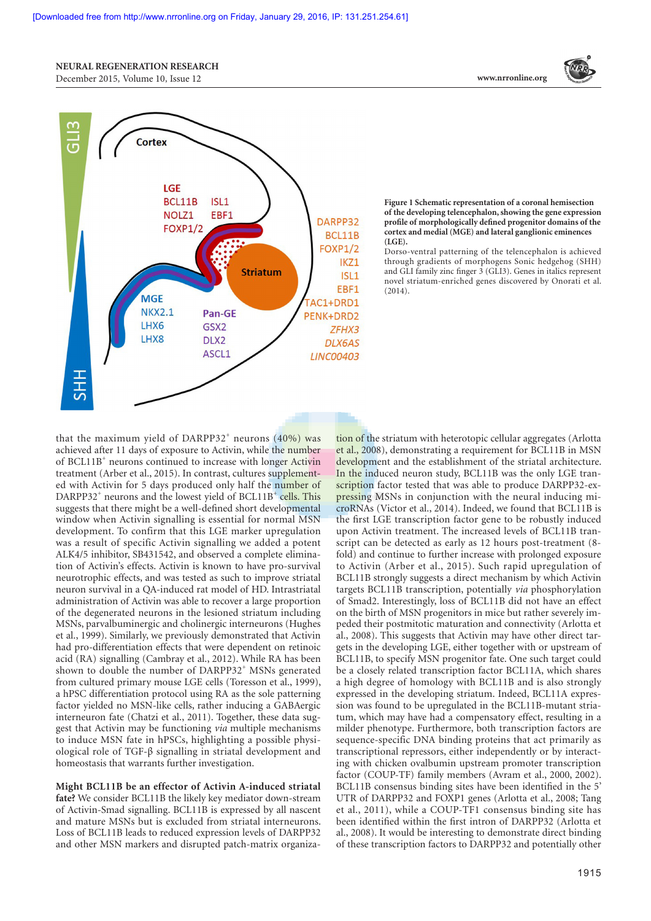**Figure 1 Schematic representation of a coronal hemisection of the developing telencephalon, showing the gene expression profile of morphologically defined progenitor domains of the cortex and medial (MGE) and lateral ganglionic eminences (LGE).**

Dorso-ventral patterning of the telencephalon is achieved through gradients of morphogens Sonic hedgehog (SHH) and GLI family zinc finger 3 (GLI3). Genes in italics represent novel striatum-enriched genes discovered by Onorati et al. (2014).

that the maximum yield of DARPP32$^{+}$ neurons (40%) was achieved after 11 days of exposure to Activin, while the number of BCL11B$^{+}$ neurons continued to increase with longer Activin treatment (Arber et al., 2015). In contrast, cultures supplemented with Activin for 5 days produced only half the number of DARPP32$^{+}$ neurons and the lowest yield of BCL11B$^{+}$ cells. This suggests that there might be a well-defined short developmental window when Activin signalling is essential for normal MSN development. To confirm that this LGE marker upregulation was a result of specific Activin signalling we added a potent ALK4/5 inhibitor, SB431542, and observed a complete elimination of Activin's effects. Activin is known to have pro-survival neurotrophic effects, and was tested as such to improve striatal neuron survival in a QA-induced rat model of HD. Intrastriatal administration of Activin was able to recover a large proportion of the degenerated neurons in the lesioned striatum including MSNs, parvalbuminergic and cholinergic interneurons (Hughes et al., 1999). Similarly, we previously demonstrated that Activin had pro-differentiation effects that were dependent on retinoic acid (RA) signalling (Cambray et al., 2012). While RA has been shown to double the number of DARPP32$^{+}$ MSNs generated from cultured primary mouse LGE cells (Toresson et al., 1999), a hPSC differentiation protocol using RA as the sole patterning factor yielded no MSN-like cells, rather inducing a GABAergic interneuron fate (Chatzi et al., 2011). Together, these data suggest that Activin may be functioning *via* multiple mechanisms to induce MSN fate in hPSCs, highlighting a possible physiological role of TGF-β signalling in striatal development and homeostasis that warrants further investigation.

**Might BCL11B be an effector of Activin A-induced striatal fate?** We consider BCL11B the likely key mediator down-stream of Activin-Smad signalling. BCL11B is expressed by all nascent and mature MSNs but is excluded from striatal interneurons. Loss of BCL11B leads to reduced expression levels of DARPP32 and other MSN markers and disrupted patch-matrix organization of the striatum with heterotopic cellular aggregates (Arlotta et al., 2008), demonstrating a requirement for BCL11B in MSN development and the establishment of the striatal architecture. In the induced neuron study, BCL11B was the only LGE transcription factor tested that was able to produce DARPP32-expressing MSNs in conjunction with the neural inducing microRNAs (Victor et al., 2014). Indeed, we found that BCL11B is the first LGE transcription factor gene to be robustly induced upon Activin treatment. The increased levels of BCL11B transcript can be detected as early as 12 hours post-treatment (8-fold) and continue to further increase with prolonged exposure to Activin (Arber et al., 2015). Such rapid upregulation of BCL11B strongly suggests a direct mechanism by which Activin targets BCL11B transcription, potentially *via* phosphorylation of Smad2. Interestingly, loss of BCL11B did not have an effect on the birth of MSN progenitors in mice but rather severely impeded their postmitotic maturation and connectivity (Arlotta et al., 2008). This suggests that Activin may have other direct targets in the developing LGE, either together with or upstream of BCL11B, to specify MSN progenitor fate. One such target could be a closely related transcription factor BCL11A, which shares a high degree of homology with BCL11B and is also strongly expressed in the developing striatum. Indeed, BCL11A expression was found to be upregulated in the BCL11B-mutant striatum, which may have had a compensatory effect, resulting in a milder phenotype. Furthermore, both transcription factors are sequence-specific DNA binding proteins that act primarily as transcriptional repressors, either independently or by interacting with chicken ovalbumin upstream promoter transcription factor (COUP-TF) family members (Avram et al., 2000, 2002). BCL11B consensus binding sites have been identified in the 5' UTR of DARPP32 and FOXP1 genes (Arlotta et al., 2008; Tang et al., 2011), while a COUP-TF1 consensus binding site has been identified within the first intron of DARPP32 (Arlotta et al., 2008). It would be interesting to demonstrate direct binding of these transcription factors to DARPP32 and potentially other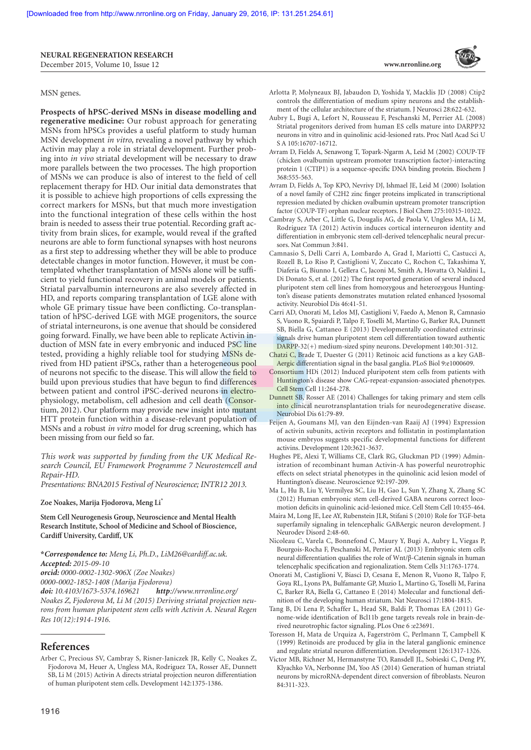MSN genes.

**Prospects of hPSC-derived MSNs in disease modelling and regenerative medicine:** Our robust approach for generating MSNs from hPSCs provides a useful platform to study human MSN development *in vitro*, revealing a novel pathway by which Activin may play a role in striatal development. Further probing into *in vivo* striatal development will be necessary to draw more parallels between the two processes. The high proportion of MSNs we can produce is also of interest to the field of cell replacement therapy for HD. Our initial data demonstrates that it is possible to achieve high proportions of cells expressing the correct markers for MSNs, but that much more investigation into the functional integration of these cells within the host brain is needed to assess their true potential. Recording graft activity from brain slices, for example, would reveal if the grafted neurons are able to form functional synapses with host neurons as a first step to addressing whether they will be able to produce detectable changes in motor function. However, it must be contemplated whether transplantation of MSNs alone will be sufficient to yield functional recovery in animal models or patients. Striatal parvalbumin interneurons are also severely affected in HD, and reports comparing transplantation of LGE alone with whole GE primary tissue have been conflicting. Co-transplantation of hPSC-derived LGE with MGE progenitors, the source of striatal interneurons, is one avenue that should be considered going forward. Finally, we have been able to replicate Activin induction of MSN fate in every embryonic and induced PSC line tested, providing a highly reliable tool for studying MSNs derived from HD patient iPSCs, rather than a heterogeneous pool of neurons not specific to the disease. This will allow the field to build upon previous studies that have begun to find differences between patient and control iPSC-derived neurons in electrophysiology, metabolism, cell adhesion and cell death (Consortium, 2012). Our platform may provide new insight into mutant HTT protein function within a disease-relevant population of MSNs and a robust *in vitro* model for drug screening, which has been missing from our field so far.

*This work was supported by funding from the UK Medical Research Council, EU Framework Programme 7 Neurostemcell and Repair-HD.*

*Presentations: BNA2015 Festival of Neuroscience; INTR12 2013.*

**Zoe Noakes, Marija Fjodorova, Meng Li***

**Stem Cell Neurogenesis Group, Neuroscience and Mental Health Research Institute, School of Medicine and School of Bioscience, Cardiff University, Cardiff, UK**

***Correspondence to:** *Meng Li, Ph.D., LiM26@cardiff.ac.uk.*
***Accepted:** 2015-09-10*
***orcid:** 0000-0002-1302-906X (Zoe Noakes)*
*0000-0002-1852-1408 (Marija Fjodorova)*
***doi:** 10.4103/1673-5374.169621* ***http**://www.nrronline.org/*
*Noakes Z, Fjodorova M, Li M (2015) Deriving striatal projection neurons from human pluripotent stem cells with Activin A. Neural Regen Res 10(12):1914-1916.*

## References

Arber C, Precious SV, Cambray S, Risner-Janiczek JR, Kelly C, Noakes Z, Fjodorova M, Heuer A, Ungless MA, Rodriguez TA, Rosser AE, Dunnett SB, Li M (2015) Activin A directs striatal projection neuron differentiation of human pluripotent stem cells. Development 142:1375-1386.

Arlotta P, Molyneaux BJ, Jabaudon D, Yoshida Y, Macklis JD (2008) Ctip2 controls the differentiation of medium spiny neurons and the establishment of the cellular architecture of the striatum. J Neurosci 28:622-632.

Aubry L, Bugi A, Lefort N, Rousseau F, Peschanski M, Perrier AL (2008) Striatal progenitors derived from human ES cells mature into DARPP32 neurons in vitro and in quinolinic acid-lesioned rats. Proc Natl Acad Sci U S A 105:16707-16712.

Avram D, Fields A, Senawong T, Topark-Ngarm A, Leid M (2002) COUP-TF (chicken ovalbumin upstream promoter transcription factor)-interacting protein 1 (CTIP1) is a sequence-specific DNA binding protein. Biochem J 368:555-563.

Avram D, Fields A, Top KPO, Nevrivy DJ, Ishmael JE, Leid M (2000) Isolation of a novel family of C2H2 zinc finger proteins implicated in transcriptional repression mediated by chicken ovalbumin upstream promoter transcription factor (COUP-TF) orphan nuclear receptors. J Biol Chem 275:10315-10322.

Cambray S, Arber C, Little G, Dougalis AG, de Paola V, Ungless MA, Li M, Rodriguez TA (2012) Activin induces cortical interneuron identity and differentiation in embryonic stem cell-derived telencephalic neural precursors. Nat Commun 3:841.

Camnasio S, Delli Carri A, Lombardo A, Grad I, Mariotti C, Castucci A, Rozell B, Lo Riso P, Castiglioni V, Zuccato C, Rochon C, Takashima Y, Diaferia G, Biunno I, Gellera C, Jaconi M, Smith A, Hovatta O, Naldini L, Di Donato S, et al. (2012) The first reported generation of several induced pluripotent stem cell lines from homozygous and heterozygous Huntington's disease patients demonstrates mutation related enhanced lysosomal activity. Neurobiol Dis 46:41-51.

Carri AD, Onorati M, Lelos MJ, Castiglioni V, Faedo A, Menon R, Camnasio S, Vuono R, Spaiardi P, Talpo F, Toselli M, Martino G, Barker RA, Dunnett SB, Biella G, Cattaneo E (2013) Developmentally coordinated extrinsic signals drive human pluripotent stem cell differentiation toward authentic DARPP-32(+) medium-sized spiny neurons. Development 140:301-312.

Chatzi C, Brade T, Duester G (2011) Retinoic acid functions as a key GABAergic differentiation signal in the basal ganglia. PLoS Biol 9:e1000609.

Consortium HDi (2012) Induced pluripotent stem cells from patients with Huntington's disease show CAG-repeat-expansion-associated phenotypes. Cell Stem Cell 11:264-278.

Dunnett SB, Rosser AE (2014) Challenges for taking primary and stem cells into clinical neurotransplantation trials for neurodegenerative disease. Neurobiol Dis 61:79-89.

Feijen A, Goumans MJ, van den Eijnden-van Raaij AJ (1994) Expression of activin subunits, activin receptors and follistatin in postimplantation mouse embryos suggests specific developmental functions for different activins. Development 120:3621-3637.

Hughes PE, Alexi T, Williams CE, Clark RG, Gluckman PD (1999) Administration of recombinant human Activin-A has powerful neurotrophic effects on select striatal phenotypes in the quinolinic acid lesion model of Huntington's disease. Neuroscience 92:197-209.

Ma L, Hu B, Liu Y, Vermilyea SC, Liu H, Gao L, Sun Y, Zhang X, Zhang SC (2012) Human embryonic stem cell-derived GABA neurons correct locomotion deficits in quinolinic acid-lesioned mice. Cell Stem Cell 10:455-464.

Maira M, Long JE, Lee AY, Rubenstein JLR, Stifani S (2010) Role for TGF-beta superfamily signaling in telencephalic GABAergic neuron development. J Neurodev Disord 2:48-60.

Nicoleau C, Varela C, Bonnefond C, Maury Y, Bugi A, Aubry L, Viegas P, Bourgois-Rocha F, Peschanski M, Perrier AL (2013) Embryonic stem cells neural differentiation qualifies the role of Wnt/β-Catenin signals in human telencephalic specification and regionalization. Stem Cells 31:1763-1774.

Onorati M, Castiglioni V, Biasci D, Cesana E, Menon R, Vuono R, Talpo F, Goya RL, Lyons PA, Bulfamante GP, Muzio L, Martino G, Toselli M, Farina C, Barker RA, Biella G, Cattaneo E (2014) Molecular and functional definition of the developing human striatum. Nat Neurosci 17:1804-1815.

Tang B, Di Lena P, Schaffer L, Head SR, Baldi P, Thomas EA (2011) Genome-wide identification of Bcl11b gene targets reveals role in brain-derived neurotrophic factor signaling. PLos One 6 :e23691.

Toresson H, Mata de Urquiza A, Fagerström C, Perlmann T, Campbell K (1999) Retinoids are produced by glia in the lateral ganglionic eminence and regulate striatal neuron differentiation. Development 126:1317-1326.

Victor MB, Richner M, Hermanstyne TO, Ransdell JL, Sobieski C, Deng PY, Klyachko VA, Nerbonne JM, Yoo AS (2014) Generation of human striatal neurons by microRNA-dependent direct conversion of fibroblasts. Neuron 84:311-323.